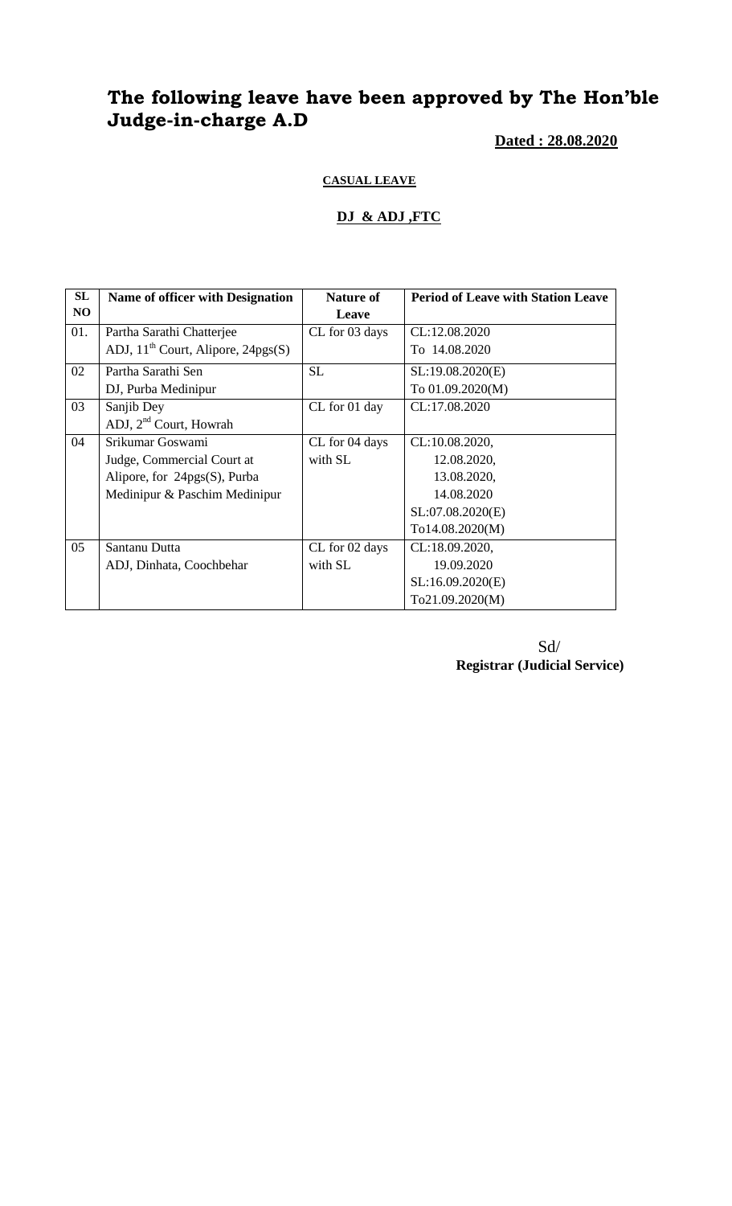# The following leave have been approved by The Hon'ble Judge-in-charge A.D

**Dated : 28.08.2020**

**CASUAL LEAVE**

**DJ & ADJ ,FTC**

| SL NO | Name of officer with Designation | Nature of Leave | Period of Leave with Station Leave |
|---|---|---|---|
| 01. | Partha Sarathi Chatterjee<br>ADJ, 11th Court, Alipore, 24pgs(S) | CL for 03 days | CL:12.08.2020<br>To 14.08.2020 |
| 02 | Partha Sarathi Sen<br>DJ, Purba Medinipur | SL | SL:19.08.2020(E)<br>To 01.09.2020(M) |
| 03 | Sanjib Dey<br>ADJ, 2nd Court, Howrah | CL for 01 day | CL:17.08.2020 |
| 04 | Srikumar Goswami<br>Judge, Commercial Court at Alipore, for 24pgs(S), Purba Medinipur & Paschim Medinipur | CL for 04 days with SL | CL:10.08.2020,<br>12.08.2020,<br>13.08.2020,<br>14.08.2020<br>SL:07.08.2020(E)<br>To14.08.2020(M) |
| 05 | Santanu Dutta<br>ADJ, Dinhata, Coochbehar | CL for 02 days with SL | CL:18.09.2020,<br>19.09.2020<br>SL:16.09.2020(E)<br>To21.09.2020(M) |

Sd/
**Registrar (Judicial Service)**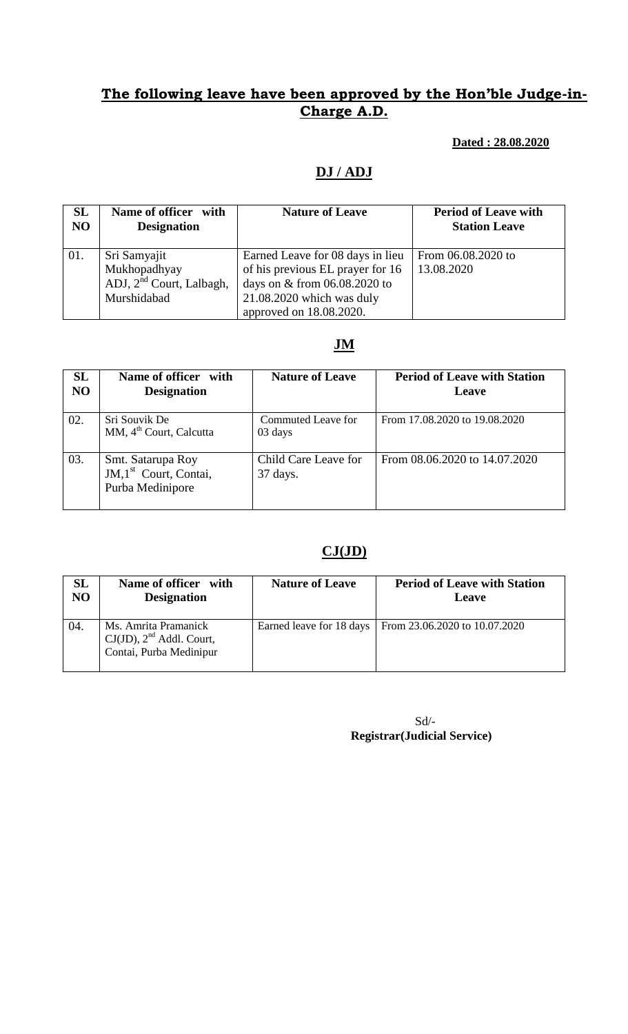## The following leave have been approved by the Hon'ble Judge-in-Charge A.D.

**Dated : 28.08.2020**

### DJ / ADJ

| SL NO | Name of officer with Designation | Nature of Leave | Period of Leave with Station Leave |
|---|---|---|---|
| 01. | Sri Samyajit Mukhopadhyay ADJ, 2nd Court, Lalbagh, Murshidabad | Earned Leave for 08 days in lieu of his previous EL prayer for 16 days on & from 06.08.2020 to 21.08.2020 which was duly approved on 18.08.2020. | From 06.08.2020 to 13.08.2020 |

### JM

| SL NO | Name of officer with Designation | Nature of Leave | Period of Leave with Station Leave |
|---|---|---|---|
| 02. | Sri Souvik De MM, 4th Court, Calcutta | Commuted Leave for 03 days | From 17.08.2020 to 19.08.2020 |
| 03. | Smt. Satarupa Roy JM,1st Court, Contai, Purba Medinipore | Child Care Leave for 37 days. | From 08.06.2020 to 14.07.2020 |

### CJ(JD)

| SL NO | Name of officer with Designation | Nature of Leave | Period of Leave with Station Leave |
|---|---|---|---|
| 04. | Ms. Amrita Pramanick CJ(JD), 2nd Addl. Court, Contai, Purba Medinipur | Earned leave for 18 days | From 23.06.2020 to 10.07.2020 |

Sd/-
**Registrar(Judicial Service)**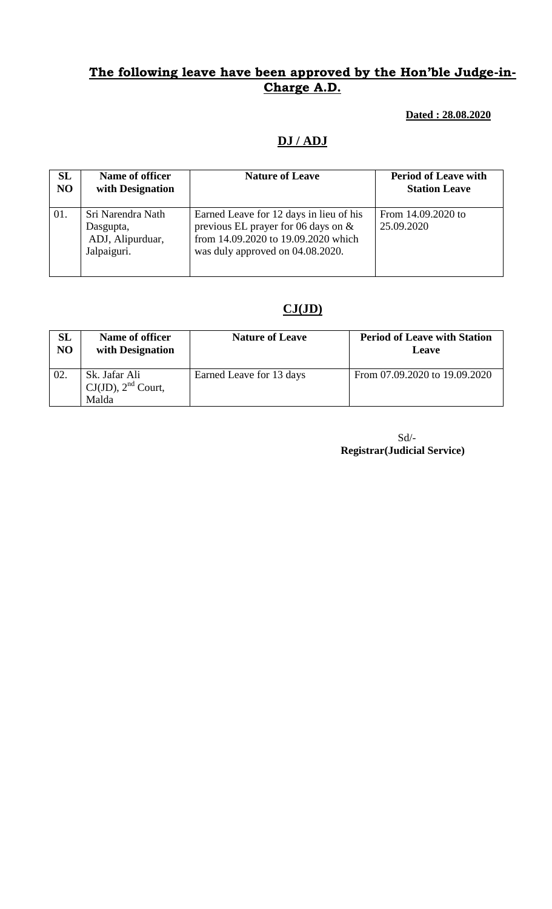## **The following leave have been approved by the Hon'ble Judge-in-Charge A.D.**

**Dated : 28.08.2020**

## **DJ / ADJ**

| SL NO | Name of officer with Designation | Nature of Leave | Period of Leave with Station Leave |
|---|---|---|---|
| 01. | Sri Narendra Nath Dasgupta, ADJ, Alipurduar, Jalpaiguri. | Earned Leave for 12 days in lieu of his previous EL prayer for 06 days on & from 14.09.2020 to 19.09.2020 which was duly approved on 04.08.2020. | From 14.09.2020 to 25.09.2020 |

## **CJ(JD)**

| SL NO | Name of officer with Designation | Nature of Leave | Period of Leave with Station Leave |
|---|---|---|---|
| 02. | Sk. Jafar Ali CJ(JD), 2nd Court, Malda | Earned Leave for 13 days | From 07.09.2020 to 19.09.2020 |

Sd/-
**Registrar(Judicial Service)**